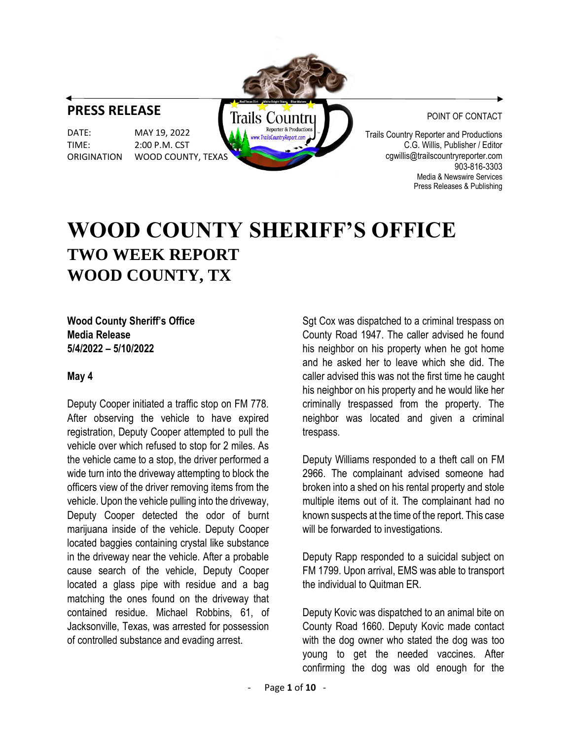## PRESS RELEASE

DATE: MAY 19, 2022
TIME: 2:00 P.M. CST
ORIGINATION WOOD COUNTY, TEXAS

POINT OF CONTACT

Trails Country Reporter and Productions
C.G. Willis, Publisher / Editor
cgwillis@trailscountryreporter.com
903-816-3303
Media & Newswire Services
Press Releases & Publishing

# WOOD COUNTY SHERIFF'S OFFICE
## TWO WEEK REPORT
## WOOD COUNTY, TX

**Wood County Sheriff's Office**
**Media Release**
**5/4/2022 – 5/10/2022**

**May 4**

Deputy Cooper initiated a traffic stop on FM 778. After observing the vehicle to have expired registration, Deputy Cooper attempted to pull the vehicle over which refused to stop for 2 miles. As the vehicle came to a stop, the driver performed a wide turn into the driveway attempting to block the officers view of the driver removing items from the vehicle. Upon the vehicle pulling into the driveway, Deputy Cooper detected the odor of burnt marijuana inside of the vehicle. Deputy Cooper located baggies containing crystal like substance in the driveway near the vehicle. After a probable cause search of the vehicle, Deputy Cooper located a glass pipe with residue and a bag matching the ones found on the driveway that contained residue. Michael Robbins, 61, of Jacksonville, Texas, was arrested for possession of controlled substance and evading arrest.

Sgt Cox was dispatched to a criminal trespass on County Road 1947. The caller advised he found his neighbor on his property when he got home and he asked her to leave which she did. The caller advised this was not the first time he caught his neighbor on his property and he would like her criminally trespassed from the property. The neighbor was located and given a criminal trespass.

Deputy Williams responded to a theft call on FM 2966. The complainant advised someone had broken into a shed on his rental property and stole multiple items out of it. The complainant had no known suspects at the time of the report. This case will be forwarded to investigations.

Deputy Rapp responded to a suicidal subject on FM 1799. Upon arrival, EMS was able to transport the individual to Quitman ER.

Deputy Kovic was dispatched to an animal bite on County Road 1660. Deputy Kovic made contact with the dog owner who stated the dog was too young to get the needed vaccines. After confirming the dog was old enough for the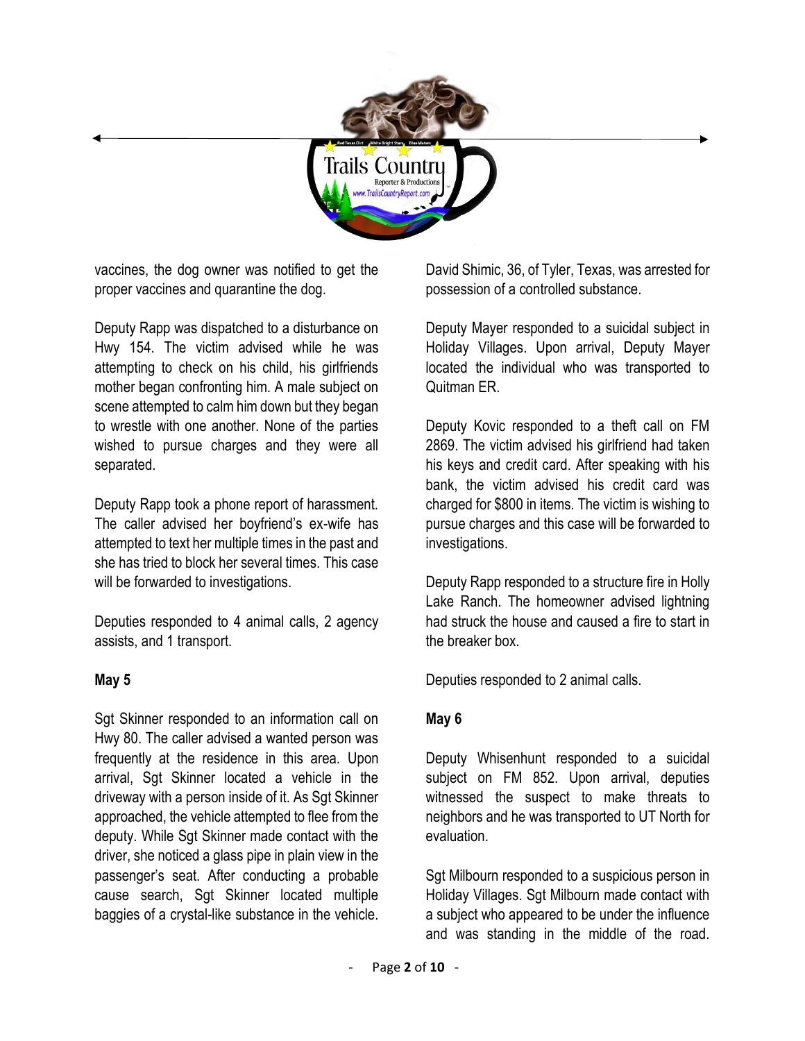vaccines, the dog owner was notified to get the proper vaccines and quarantine the dog.

Deputy Rapp was dispatched to a disturbance on Hwy 154. The victim advised while he was attempting to check on his child, his girlfriends mother began confronting him. A male subject on scene attempted to calm him down but they began to wrestle with one another. None of the parties wished to pursue charges and they were all separated.

Deputy Rapp took a phone report of harassment. The caller advised her boyfriend's ex-wife has attempted to text her multiple times in the past and she has tried to block her several times. This case will be forwarded to investigations.

Deputies responded to 4 animal calls, 2 agency assists, and 1 transport.

**May 5**

Sgt Skinner responded to an information call on Hwy 80. The caller advised a wanted person was frequently at the residence in this area. Upon arrival, Sgt Skinner located a vehicle in the driveway with a person inside of it. As Sgt Skinner approached, the vehicle attempted to flee from the deputy. While Sgt Skinner made contact with the driver, she noticed a glass pipe in plain view in the passenger's seat. After conducting a probable cause search, Sgt Skinner located multiple baggies of a crystal-like substance in the vehicle. David Shimic, 36, of Tyler, Texas, was arrested for possession of a controlled substance.

Deputy Mayer responded to a suicidal subject in Holiday Villages. Upon arrival, Deputy Mayer located the individual who was transported to Quitman ER.

Deputy Kovic responded to a theft call on FM 2869. The victim advised his girlfriend had taken his keys and credit card. After speaking with his bank, the victim advised his credit card was charged for $800 in items. The victim is wishing to pursue charges and this case will be forwarded to investigations.

Deputy Rapp responded to a structure fire in Holly Lake Ranch. The homeowner advised lightning had struck the house and caused a fire to start in the breaker box.

Deputies responded to 2 animal calls.

**May 6**

Deputy Whisenhunt responded to a suicidal subject on FM 852. Upon arrival, deputies witnessed the suspect to make threats to neighbors and he was transported to UT North for evaluation.

Sgt Milbourn responded to a suspicious person in Holiday Villages. Sgt Milbourn made contact with a subject who appeared to be under the influence and was standing in the middle of the road.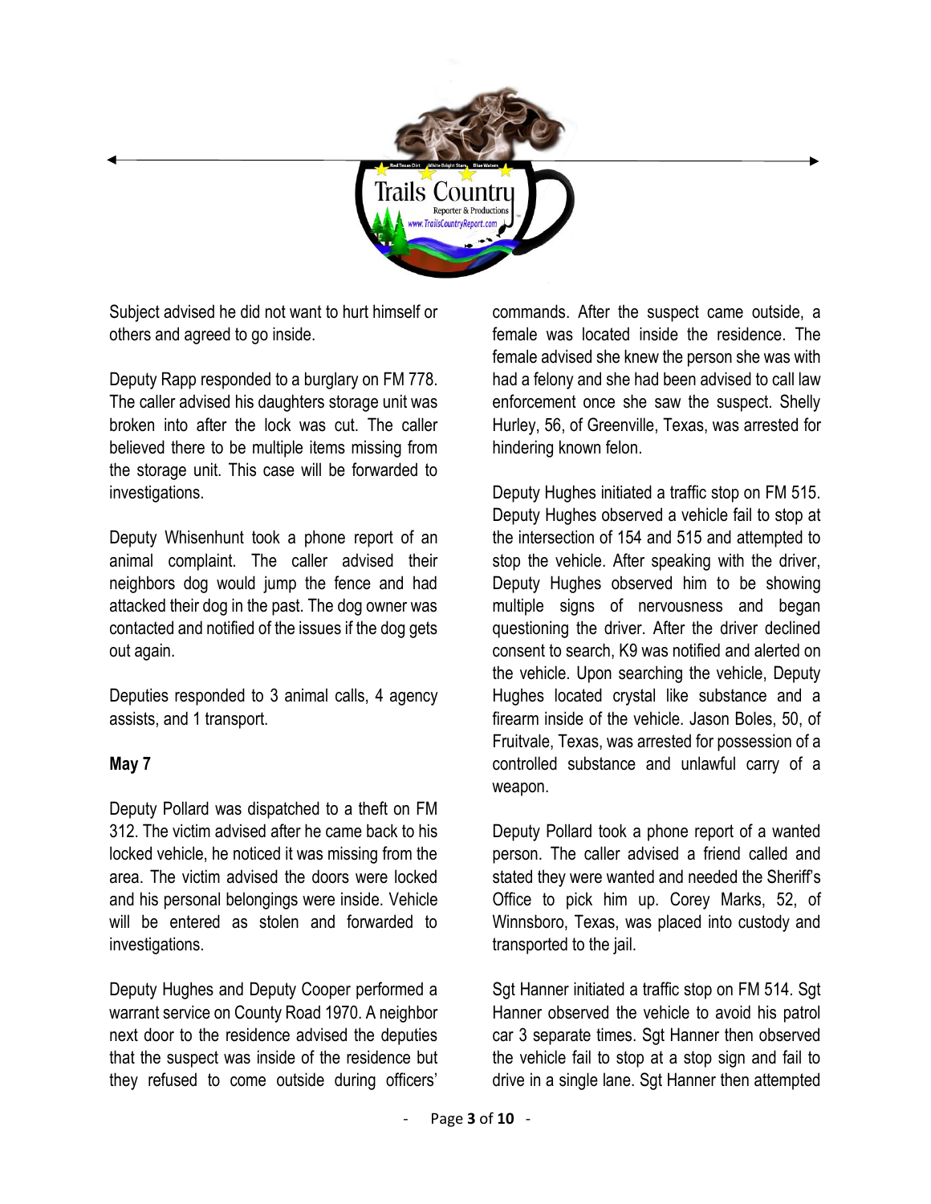Subject advised he did not want to hurt himself or others and agreed to go inside.

Deputy Rapp responded to a burglary on FM 778. The caller advised his daughters storage unit was broken into after the lock was cut. The caller believed there to be multiple items missing from the storage unit. This case will be forwarded to investigations.

Deputy Whisenhunt took a phone report of an animal complaint. The caller advised their neighbors dog would jump the fence and had attacked their dog in the past. The dog owner was contacted and notified of the issues if the dog gets out again.

Deputies responded to 3 animal calls, 4 agency assists, and 1 transport.

**May 7**

Deputy Pollard was dispatched to a theft on FM 312. The victim advised after he came back to his locked vehicle, he noticed it was missing from the area. The victim advised the doors were locked and his personal belongings were inside. Vehicle will be entered as stolen and forwarded to investigations.

Deputy Hughes and Deputy Cooper performed a warrant service on County Road 1970. A neighbor next door to the residence advised the deputies that the suspect was inside of the residence but they refused to come outside during officers' commands. After the suspect came outside, a female was located inside the residence. The female advised she knew the person she was with had a felony and she had been advised to call law enforcement once she saw the suspect. Shelly Hurley, 56, of Greenville, Texas, was arrested for hindering known felon.

Deputy Hughes initiated a traffic stop on FM 515. Deputy Hughes observed a vehicle fail to stop at the intersection of 154 and 515 and attempted to stop the vehicle. After speaking with the driver, Deputy Hughes observed him to be showing multiple signs of nervousness and began questioning the driver. After the driver declined consent to search, K9 was notified and alerted on the vehicle. Upon searching the vehicle, Deputy Hughes located crystal like substance and a firearm inside of the vehicle. Jason Boles, 50, of Fruitvale, Texas, was arrested for possession of a controlled substance and unlawful carry of a weapon.

Deputy Pollard took a phone report of a wanted person. The caller advised a friend called and stated they were wanted and needed the Sheriff's Office to pick him up. Corey Marks, 52, of Winnsboro, Texas, was placed into custody and transported to the jail.

Sgt Hanner initiated a traffic stop on FM 514. Sgt Hanner observed the vehicle to avoid his patrol car 3 separate times. Sgt Hanner then observed the vehicle fail to stop at a stop sign and fail to drive in a single lane. Sgt Hanner then attempted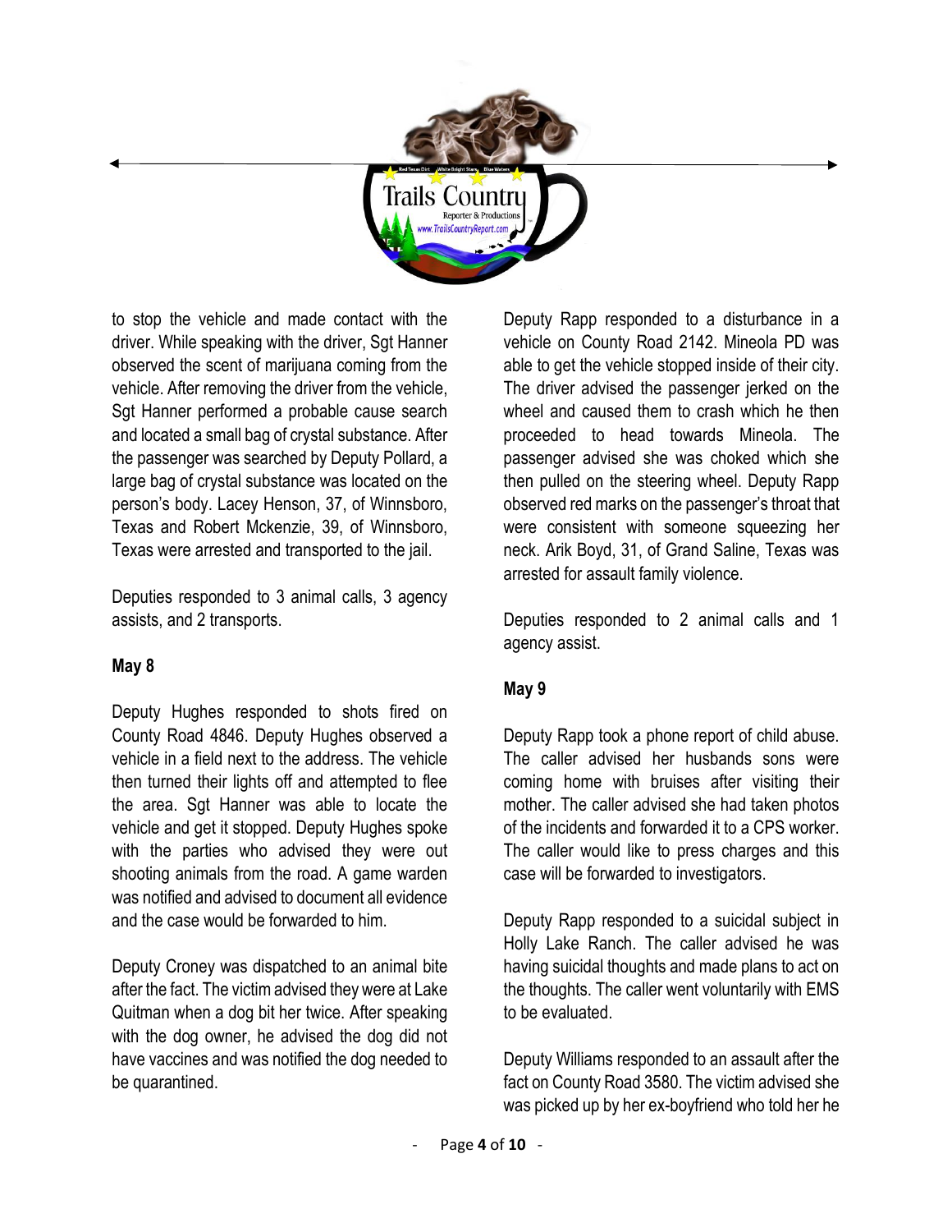to stop the vehicle and made contact with the driver. While speaking with the driver, Sgt Hanner observed the scent of marijuana coming from the vehicle. After removing the driver from the vehicle, Sgt Hanner performed a probable cause search and located a small bag of crystal substance. After the passenger was searched by Deputy Pollard, a large bag of crystal substance was located on the person's body. Lacey Henson, 37, of Winnsboro, Texas and Robert Mckenzie, 39, of Winnsboro, Texas were arrested and transported to the jail.

Deputies responded to 3 animal calls, 3 agency assists, and 2 transports.

**May 8**

Deputy Hughes responded to shots fired on County Road 4846. Deputy Hughes observed a vehicle in a field next to the address. The vehicle then turned their lights off and attempted to flee the area. Sgt Hanner was able to locate the vehicle and get it stopped. Deputy Hughes spoke with the parties who advised they were out shooting animals from the road. A game warden was notified and advised to document all evidence and the case would be forwarded to him.

Deputy Croney was dispatched to an animal bite after the fact. The victim advised they were at Lake Quitman when a dog bit her twice. After speaking with the dog owner, he advised the dog did not have vaccines and was notified the dog needed to be quarantined.

Deputy Rapp responded to a disturbance in a vehicle on County Road 2142. Mineola PD was able to get the vehicle stopped inside of their city. The driver advised the passenger jerked on the wheel and caused them to crash which he then proceeded to head towards Mineola. The passenger advised she was choked which she then pulled on the steering wheel. Deputy Rapp observed red marks on the passenger's throat that were consistent with someone squeezing her neck. Arik Boyd, 31, of Grand Saline, Texas was arrested for assault family violence.

Deputies responded to 2 animal calls and 1 agency assist.

**May 9**

Deputy Rapp took a phone report of child abuse. The caller advised her husbands sons were coming home with bruises after visiting their mother. The caller advised she had taken photos of the incidents and forwarded it to a CPS worker. The caller would like to press charges and this case will be forwarded to investigators.

Deputy Rapp responded to a suicidal subject in Holly Lake Ranch. The caller advised he was having suicidal thoughts and made plans to act on the thoughts. The caller went voluntarily with EMS to be evaluated.

Deputy Williams responded to an assault after the fact on County Road 3580. The victim advised she was picked up by her ex-boyfriend who told her he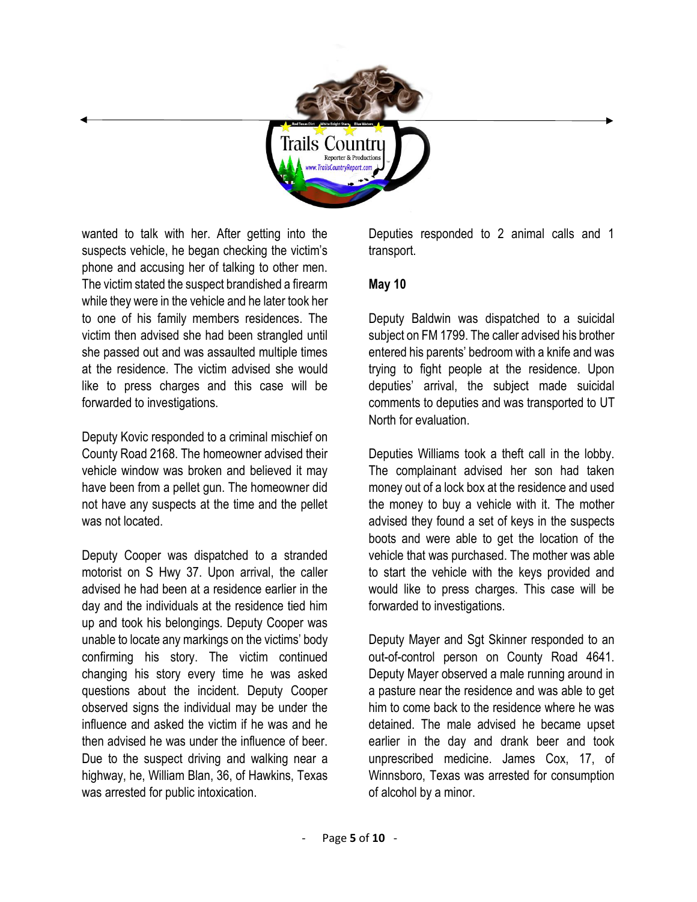wanted to talk with her. After getting into the suspects vehicle, he began checking the victim's phone and accusing her of talking to other men. The victim stated the suspect brandished a firearm while they were in the vehicle and he later took her to one of his family members residences. The victim then advised she had been strangled until she passed out and was assaulted multiple times at the residence. The victim advised she would like to press charges and this case will be forwarded to investigations.

Deputy Kovic responded to a criminal mischief on County Road 2168. The homeowner advised their vehicle window was broken and believed it may have been from a pellet gun. The homeowner did not have any suspects at the time and the pellet was not located.

Deputy Cooper was dispatched to a stranded motorist on S Hwy 37. Upon arrival, the caller advised he had been at a residence earlier in the day and the individuals at the residence tied him up and took his belongings. Deputy Cooper was unable to locate any markings on the victims' body confirming his story. The victim continued changing his story every time he was asked questions about the incident. Deputy Cooper observed signs the individual may be under the influence and asked the victim if he was and he then advised he was under the influence of beer. Due to the suspect driving and walking near a highway, he, William Blan, 36, of Hawkins, Texas was arrested for public intoxication.

Deputies responded to 2 animal calls and 1 transport.

**May 10**

Deputy Baldwin was dispatched to a suicidal subject on FM 1799. The caller advised his brother entered his parents' bedroom with a knife and was trying to fight people at the residence. Upon deputies' arrival, the subject made suicidal comments to deputies and was transported to UT North for evaluation.

Deputies Williams took a theft call in the lobby. The complainant advised her son had taken money out of a lock box at the residence and used the money to buy a vehicle with it. The mother advised they found a set of keys in the suspects boots and were able to get the location of the vehicle that was purchased. The mother was able to start the vehicle with the keys provided and would like to press charges. This case will be forwarded to investigations.

Deputy Mayer and Sgt Skinner responded to an out-of-control person on County Road 4641. Deputy Mayer observed a male running around in a pasture near the residence and was able to get him to come back to the residence where he was detained. The male advised he became upset earlier in the day and drank beer and took unprescribed medicine. James Cox, 17, of Winnsboro, Texas was arrested for consumption of alcohol by a minor.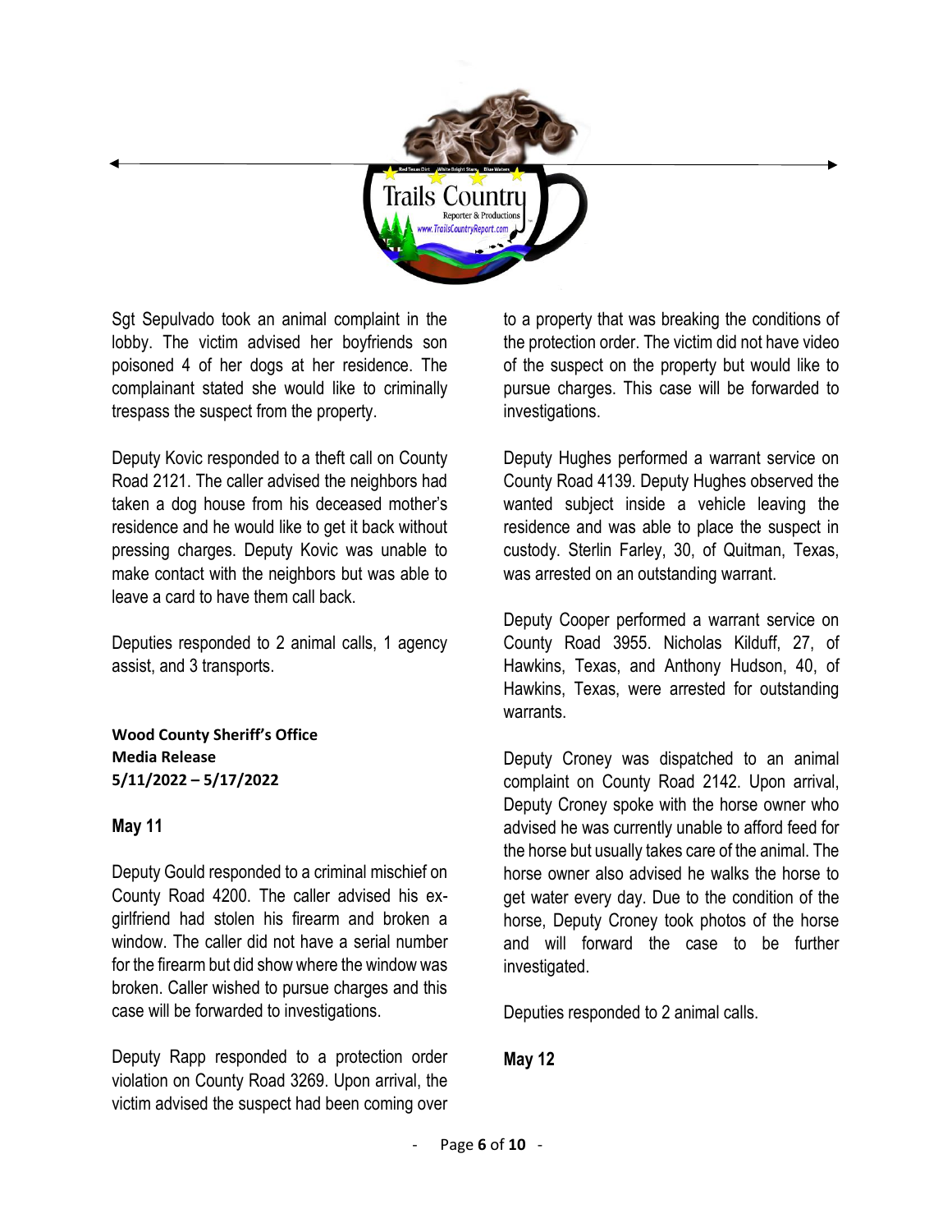Sgt Sepulvado took an animal complaint in the lobby. The victim advised her boyfriends son poisoned 4 of her dogs at her residence. The complainant stated she would like to criminally trespass the suspect from the property.

Deputy Kovic responded to a theft call on County Road 2121. The caller advised the neighbors had taken a dog house from his deceased mother's residence and he would like to get it back without pressing charges. Deputy Kovic was unable to make contact with the neighbors but was able to leave a card to have them call back.

Deputies responded to 2 animal calls, 1 agency assist, and 3 transports.

**Wood County Sheriff's Office**
**Media Release**
**5/11/2022 – 5/17/2022**

## May 11

Deputy Gould responded to a criminal mischief on County Road 4200. The caller advised his ex-girlfriend had stolen his firearm and broken a window. The caller did not have a serial number for the firearm but did show where the window was broken. Caller wished to pursue charges and this case will be forwarded to investigations.

Deputy Rapp responded to a protection order violation on County Road 3269. Upon arrival, the victim advised the suspect had been coming over to a property that was breaking the conditions of the protection order. The victim did not have video of the suspect on the property but would like to pursue charges. This case will be forwarded to investigations.

Deputy Hughes performed a warrant service on County Road 4139. Deputy Hughes observed the wanted subject inside a vehicle leaving the residence and was able to place the suspect in custody. Sterlin Farley, 30, of Quitman, Texas, was arrested on an outstanding warrant.

Deputy Cooper performed a warrant service on County Road 3955. Nicholas Kilduff, 27, of Hawkins, Texas, and Anthony Hudson, 40, of Hawkins, Texas, were arrested for outstanding warrants.

Deputy Croney was dispatched to an animal complaint on County Road 2142. Upon arrival, Deputy Croney spoke with the horse owner who advised he was currently unable to afford feed for the horse but usually takes care of the animal. The horse owner also advised he walks the horse to get water every day. Due to the condition of the horse, Deputy Croney took photos of the horse and will forward the case to be further investigated.

Deputies responded to 2 animal calls.

## May 12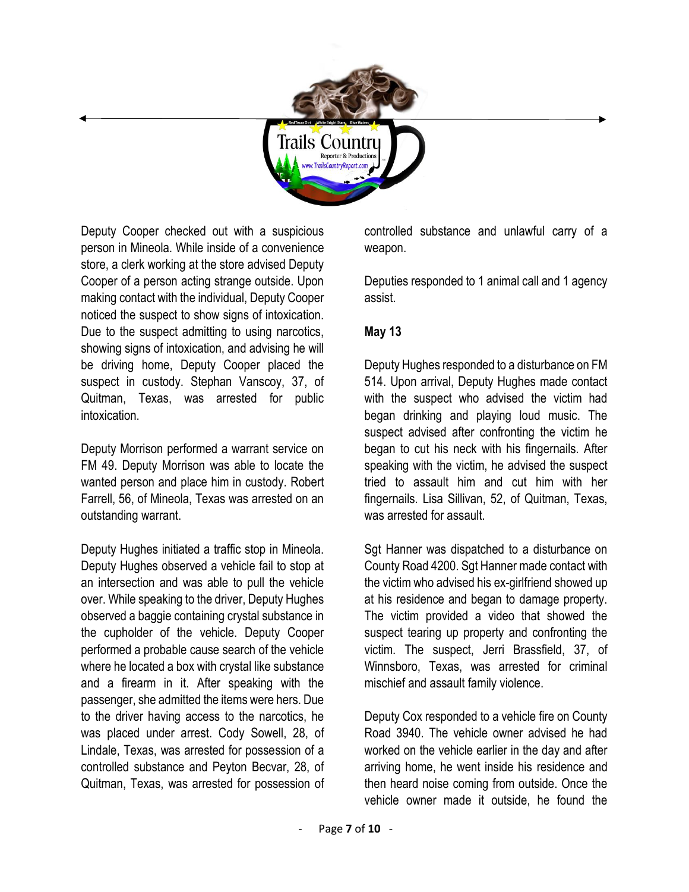Deputy Cooper checked out with a suspicious person in Mineola. While inside of a convenience store, a clerk working at the store advised Deputy Cooper of a person acting strange outside. Upon making contact with the individual, Deputy Cooper noticed the suspect to show signs of intoxication. Due to the suspect admitting to using narcotics, showing signs of intoxication, and advising he will be driving home, Deputy Cooper placed the suspect in custody. Stephan Vanscoy, 37, of Quitman, Texas, was arrested for public intoxication.

Deputy Morrison performed a warrant service on FM 49. Deputy Morrison was able to locate the wanted person and place him in custody. Robert Farrell, 56, of Mineola, Texas was arrested on an outstanding warrant.

Deputy Hughes initiated a traffic stop in Mineola. Deputy Hughes observed a vehicle fail to stop at an intersection and was able to pull the vehicle over. While speaking to the driver, Deputy Hughes observed a baggie containing crystal substance in the cupholder of the vehicle. Deputy Cooper performed a probable cause search of the vehicle where he located a box with crystal like substance and a firearm in it. After speaking with the passenger, she admitted the items were hers. Due to the driver having access to the narcotics, he was placed under arrest. Cody Sowell, 28, of Lindale, Texas, was arrested for possession of a controlled substance and Peyton Becvar, 28, of Quitman, Texas, was arrested for possession of controlled substance and unlawful carry of a weapon.

Deputies responded to 1 animal call and 1 agency assist.

**May 13**

Deputy Hughes responded to a disturbance on FM 514. Upon arrival, Deputy Hughes made contact with the suspect who advised the victim had began drinking and playing loud music. The suspect advised after confronting the victim he began to cut his neck with his fingernails. After speaking with the victim, he advised the suspect tried to assault him and cut him with her fingernails. Lisa Sillivan, 52, of Quitman, Texas, was arrested for assault.

Sgt Hanner was dispatched to a disturbance on County Road 4200. Sgt Hanner made contact with the victim who advised his ex-girlfriend showed up at his residence and began to damage property. The victim provided a video that showed the suspect tearing up property and confronting the victim. The suspect, Jerri Brassfield, 37, of Winnsboro, Texas, was arrested for criminal mischief and assault family violence.

Deputy Cox responded to a vehicle fire on County Road 3940. The vehicle owner advised he had worked on the vehicle earlier in the day and after arriving home, he went inside his residence and then heard noise coming from outside. Once the vehicle owner made it outside, he found the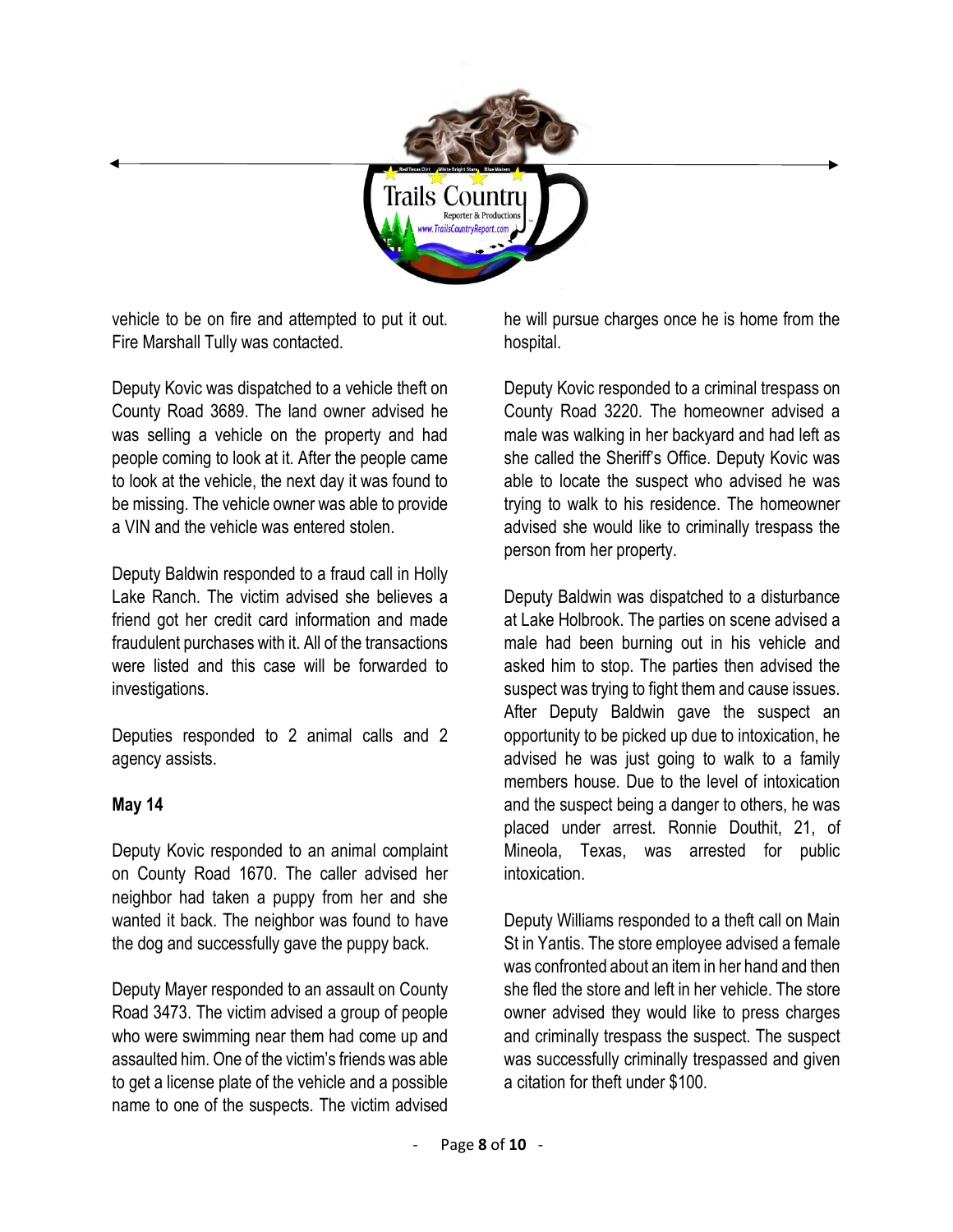vehicle to be on fire and attempted to put it out. Fire Marshall Tully was contacted.

Deputy Kovic was dispatched to a vehicle theft on County Road 3689. The land owner advised he was selling a vehicle on the property and had people coming to look at it. After the people came to look at the vehicle, the next day it was found to be missing. The vehicle owner was able to provide a VIN and the vehicle was entered stolen.

Deputy Baldwin responded to a fraud call in Holly Lake Ranch. The victim advised she believes a friend got her credit card information and made fraudulent purchases with it. All of the transactions were listed and this case will be forwarded to investigations.

Deputies responded to 2 animal calls and 2 agency assists.

**May 14**

Deputy Kovic responded to an animal complaint on County Road 1670. The caller advised her neighbor had taken a puppy from her and she wanted it back. The neighbor was found to have the dog and successfully gave the puppy back.

Deputy Mayer responded to an assault on County Road 3473. The victim advised a group of people who were swimming near them had come up and assaulted him. One of the victim's friends was able to get a license plate of the vehicle and a possible name to one of the suspects. The victim advised he will pursue charges once he is home from the hospital.

Deputy Kovic responded to a criminal trespass on County Road 3220. The homeowner advised a male was walking in her backyard and had left as she called the Sheriff's Office. Deputy Kovic was able to locate the suspect who advised he was trying to walk to his residence. The homeowner advised she would like to criminally trespass the person from her property.

Deputy Baldwin was dispatched to a disturbance at Lake Holbrook. The parties on scene advised a male had been burning out in his vehicle and asked him to stop. The parties then advised the suspect was trying to fight them and cause issues. After Deputy Baldwin gave the suspect an opportunity to be picked up due to intoxication, he advised he was just going to walk to a family members house. Due to the level of intoxication and the suspect being a danger to others, he was placed under arrest. Ronnie Douthit, 21, of Mineola, Texas, was arrested for public intoxication.

Deputy Williams responded to a theft call on Main St in Yantis. The store employee advised a female was confronted about an item in her hand and then she fled the store and left in her vehicle. The store owner advised they would like to press charges and criminally trespass the suspect. The suspect was successfully criminally trespassed and given a citation for theft under $100.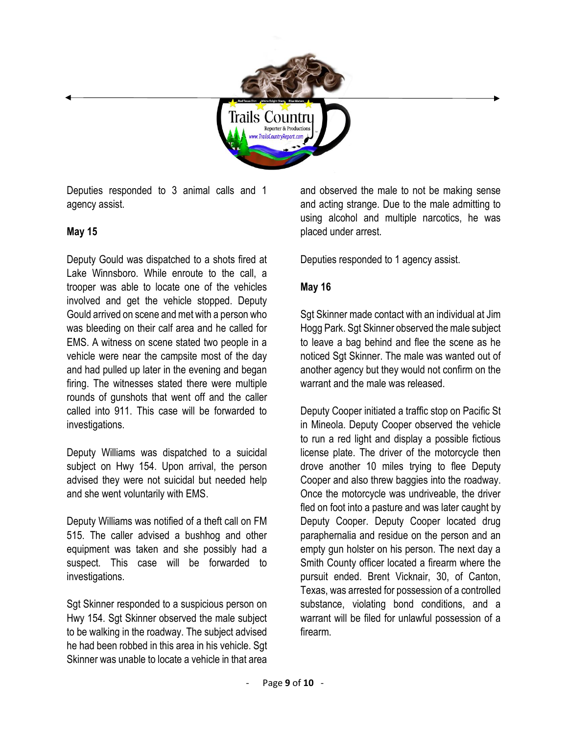Deputies responded to 3 animal calls and 1 agency assist.

**May 15**

Deputy Gould was dispatched to a shots fired at Lake Winnsboro. While enroute to the call, a trooper was able to locate one of the vehicles involved and get the vehicle stopped. Deputy Gould arrived on scene and met with a person who was bleeding on their calf area and he called for EMS. A witness on scene stated two people in a vehicle were near the campsite most of the day and had pulled up later in the evening and began firing. The witnesses stated there were multiple rounds of gunshots that went off and the caller called into 911. This case will be forwarded to investigations.

Deputy Williams was dispatched to a suicidal subject on Hwy 154. Upon arrival, the person advised they were not suicidal but needed help and she went voluntarily with EMS.

Deputy Williams was notified of a theft call on FM 515. The caller advised a bushhog and other equipment was taken and she possibly had a suspect. This case will be forwarded to investigations.

Sgt Skinner responded to a suspicious person on Hwy 154. Sgt Skinner observed the male subject to be walking in the roadway. The subject advised he had been robbed in this area in his vehicle. Sgt Skinner was unable to locate a vehicle in that area and observed the male to not be making sense and acting strange. Due to the male admitting to using alcohol and multiple narcotics, he was placed under arrest.

Deputies responded to 1 agency assist.

**May 16**

Sgt Skinner made contact with an individual at Jim Hogg Park. Sgt Skinner observed the male subject to leave a bag behind and flee the scene as he noticed Sgt Skinner. The male was wanted out of another agency but they would not confirm on the warrant and the male was released.

Deputy Cooper initiated a traffic stop on Pacific St in Mineola. Deputy Cooper observed the vehicle to run a red light and display a possible fictious license plate. The driver of the motorcycle then drove another 10 miles trying to flee Deputy Cooper and also threw baggies into the roadway. Once the motorcycle was undriveable, the driver fled on foot into a pasture and was later caught by Deputy Cooper. Deputy Cooper located drug paraphernalia and residue on the person and an empty gun holster on his person. The next day a Smith County officer located a firearm where the pursuit ended. Brent Vicknair, 30, of Canton, Texas, was arrested for possession of a controlled substance, violating bond conditions, and a warrant will be filed for unlawful possession of a firearm.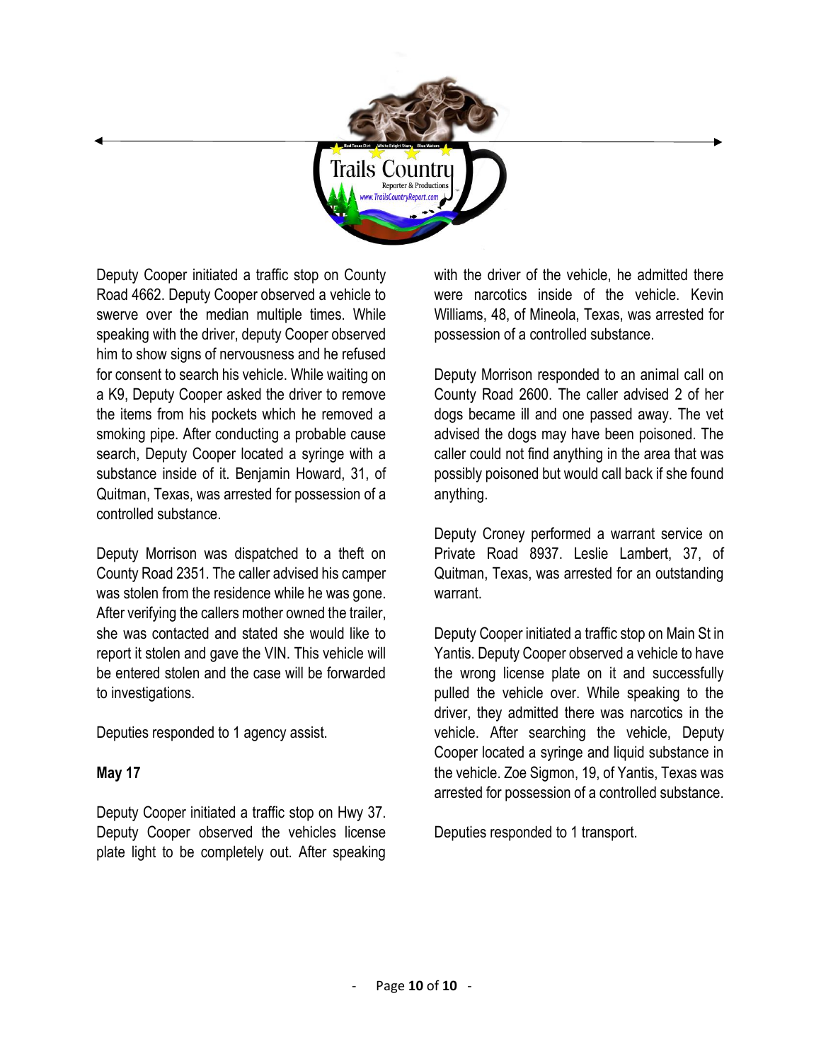Deputy Cooper initiated a traffic stop on County Road 4662. Deputy Cooper observed a vehicle to swerve over the median multiple times. While speaking with the driver, deputy Cooper observed him to show signs of nervousness and he refused for consent to search his vehicle. While waiting on a K9, Deputy Cooper asked the driver to remove the items from his pockets which he removed a smoking pipe. After conducting a probable cause search, Deputy Cooper located a syringe with a substance inside of it. Benjamin Howard, 31, of Quitman, Texas, was arrested for possession of a controlled substance.

Deputy Morrison was dispatched to a theft on County Road 2351. The caller advised his camper was stolen from the residence while he was gone. After verifying the callers mother owned the trailer, she was contacted and stated she would like to report it stolen and gave the VIN. This vehicle will be entered stolen and the case will be forwarded to investigations.

Deputies responded to 1 agency assist.

**May 17**

Deputy Cooper initiated a traffic stop on Hwy 37. Deputy Cooper observed the vehicles license plate light to be completely out. After speaking with the driver of the vehicle, he admitted there were narcotics inside of the vehicle. Kevin Williams, 48, of Mineola, Texas, was arrested for possession of a controlled substance.

Deputy Morrison responded to an animal call on County Road 2600. The caller advised 2 of her dogs became ill and one passed away. The vet advised the dogs may have been poisoned. The caller could not find anything in the area that was possibly poisoned but would call back if she found anything.

Deputy Croney performed a warrant service on Private Road 8937. Leslie Lambert, 37, of Quitman, Texas, was arrested for an outstanding warrant.

Deputy Cooper initiated a traffic stop on Main St in Yantis. Deputy Cooper observed a vehicle to have the wrong license plate on it and successfully pulled the vehicle over. While speaking to the driver, they admitted there was narcotics in the vehicle. After searching the vehicle, Deputy Cooper located a syringe and liquid substance in the vehicle. Zoe Sigmon, 19, of Yantis, Texas was arrested for possession of a controlled substance.

Deputies responded to 1 transport.